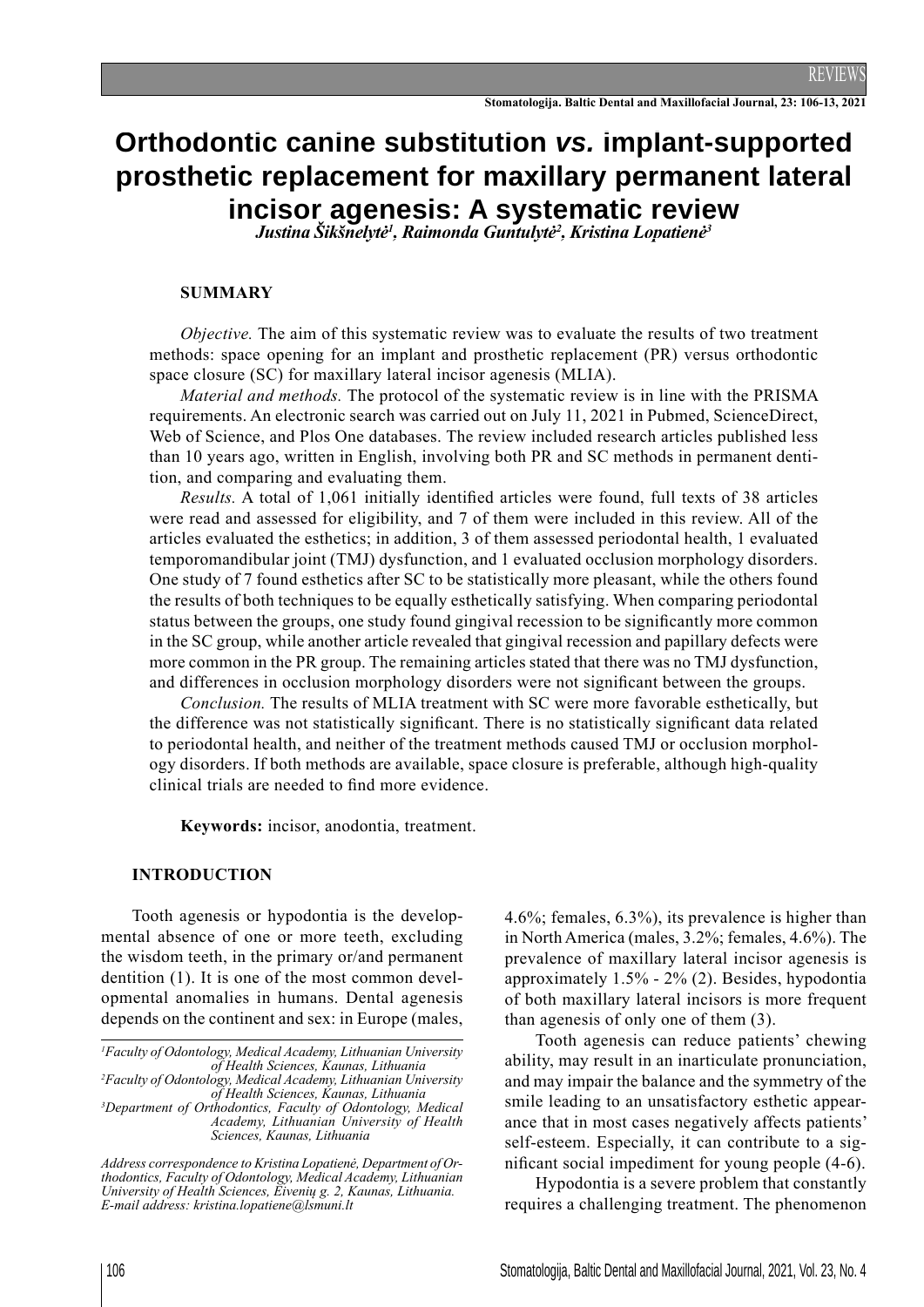REVIEWS

# Orthodontic canine substitution *vs.* implant-supported prosthetic replacement for maxillary permanent lateral incisor agenesis: A systematic review

***Justina Šikšnelytė[1], Raimonda Guntulytė[2], Kristina Lopatienė[3]***

## SUMMARY

*Objective.* The aim of this systematic review was to evaluate the results of two treatment methods: space opening for an implant and prosthetic replacement (PR) versus orthodontic space closure (SC) for maxillary lateral incisor agenesis (MLIA).

*Material and methods.* The protocol of the systematic review is in line with the PRISMA requirements. An electronic search was carried out on July 11, 2021 in Pubmed, ScienceDirect, Web of Science, and Plos One databases. The review included research articles published less than 10 years ago, written in English, involving both PR and SC methods in permanent dentition, and comparing and evaluating them.

*Results.* A total of 1,061 initially identified articles were found, full texts of 38 articles were read and assessed for eligibility, and 7 of them were included in this review. All of the articles evaluated the esthetics; in addition, 3 of them assessed periodontal health, 1 evaluated temporomandibular joint (TMJ) dysfunction, and 1 evaluated occlusion morphology disorders. One study of 7 found esthetics after SC to be statistically more pleasant, while the others found the results of both techniques to be equally esthetically satisfying. When comparing periodontal status between the groups, one study found gingival recession to be significantly more common in the SC group, while another article revealed that gingival recession and papillary defects were more common in the PR group. The remaining articles stated that there was no TMJ dysfunction, and differences in occlusion morphology disorders were not significant between the groups.

*Conclusion.* The results of MLIA treatment with SC were more favorable esthetically, but the difference was not statistically significant. There is no statistically significant data related to periodontal health, and neither of the treatment methods caused TMJ or occlusion morphology disorders. If both methods are available, space closure is preferable, although high-quality clinical trials are needed to find more evidence.

**Keywords:** incisor, anodontia, treatment.

## INTRODUCTION

Tooth agenesis or hypodontia is the developmental absence of one or more teeth, excluding the wisdom teeth, in the primary or/and permanent dentition (1). It is one of the most common developmental anomalies in humans. Dental agenesis depends on the continent and sex: in Europe (males, 4.6%; females, 6.3%), its prevalence is higher than in North America (males, 3.2%; females, 4.6%). The prevalence of maxillary lateral incisor agenesis is approximately 1.5% - 2% (2). Besides, hypodontia of both maxillary lateral incisors is more frequent than agenesis of only one of them (3).

Tooth agenesis can reduce patients' chewing ability, may result in an inarticulate pronunciation, and may impair the balance and the symmetry of the smile leading to an unsatisfactory esthetic appearance that in most cases negatively affects patients' self-esteem. Especially, it can contribute to a significant social impediment for young people (4-6).

Hypodontia is a severe problem that constantly requires a challenging treatment. The phenomenon

---

[1]Faculty of Odontology, Medical Academy, Lithuanian University of Health Sciences, Kaunas, Lithuania

[2]Faculty of Odontology, Medical Academy, Lithuanian University of Health Sciences, Kaunas, Lithuania

[3]Department of Orthodontics, Faculty of Odontology, Medical Academy, Lithuanian University of Health Sciences, Kaunas, Lithuania

*Address correspondence to Kristina Lopatienė, Department of Orthodontics, Faculty of Odontology, Medical Academy, Lithuanian University of Health Sciences, Eivenių g. 2, Kaunas, Lithuania.*
*E-mail address: kristina.lopatiene@lsmuni.lt*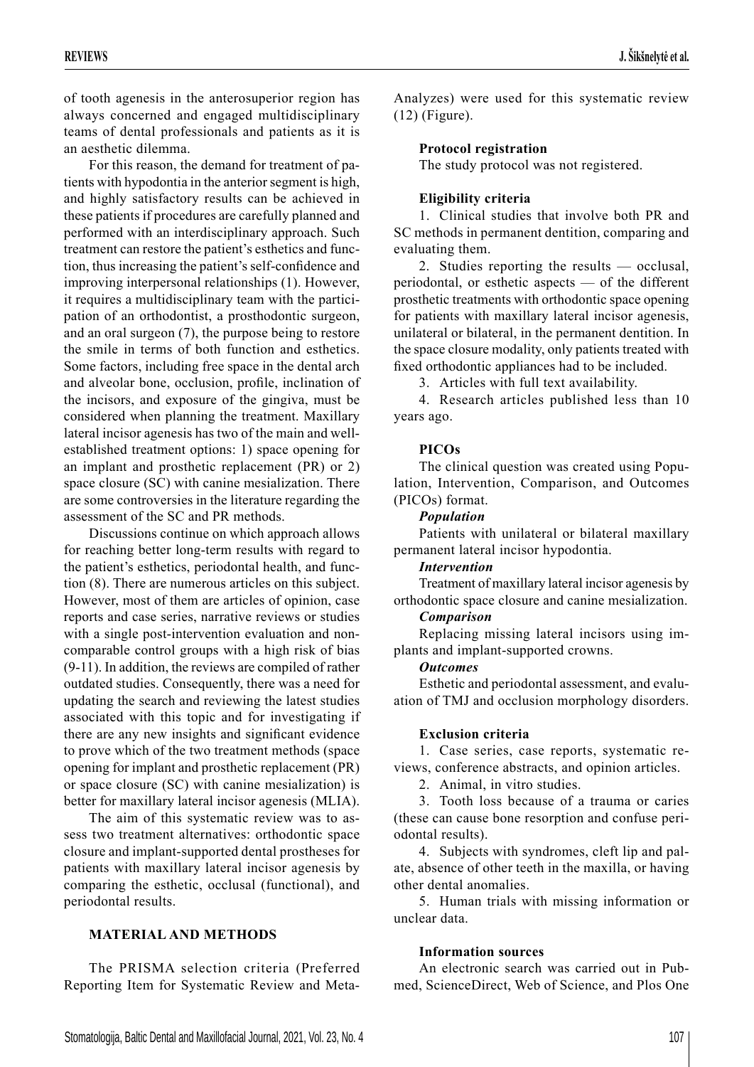of tooth agenesis in the anterosuperior region has always concerned and engaged multidisciplinary teams of dental professionals and patients as it is an aesthetic dilemma.

For this reason, the demand for treatment of patients with hypodontia in the anterior segment is high, and highly satisfactory results can be achieved in these patients if procedures are carefully planned and performed with an interdisciplinary approach. Such treatment can restore the patient's esthetics and function, thus increasing the patient's self-confidence and improving interpersonal relationships (1). However, it requires a multidisciplinary team with the participation of an orthodontist, a prosthodontic surgeon, and an oral surgeon (7), the purpose being to restore the smile in terms of both function and esthetics. Some factors, including free space in the dental arch and alveolar bone, occlusion, profile, inclination of the incisors, and exposure of the gingiva, must be considered when planning the treatment. Maxillary lateral incisor agenesis has two of the main and well-established treatment options: 1) space opening for an implant and prosthetic replacement (PR) or 2) space closure (SC) with canine mesialization. There are some controversies in the literature regarding the assessment of the SC and PR methods.

Discussions continue on which approach allows for reaching better long-term results with regard to the patient's esthetics, periodontal health, and function (8). There are numerous articles on this subject. However, most of them are articles of opinion, case reports and case series, narrative reviews or studies with a single post-intervention evaluation and non-comparable control groups with a high risk of bias (9-11). In addition, the reviews are compiled of rather outdated studies. Consequently, there was a need for updating the search and reviewing the latest studies associated with this topic and for investigating if there are any new insights and significant evidence to prove which of the two treatment methods (space opening for implant and prosthetic replacement (PR) or space closure (SC) with canine mesialization) is better for maxillary lateral incisor agenesis (MLIA).

The aim of this systematic review was to assess two treatment alternatives: orthodontic space closure and implant-supported dental prostheses for patients with maxillary lateral incisor agenesis by comparing the esthetic, occlusal (functional), and periodontal results.

## MATERIAL AND METHODS

The PRISMA selection criteria (Preferred Reporting Item for Systematic Review and Meta-Analyzes) were used for this systematic review (12) (Figure).

### Protocol registration

The study protocol was not registered.

### Eligibility criteria

1. Clinical studies that involve both PR and SC methods in permanent dentition, comparing and evaluating them.

2. Studies reporting the results — occlusal, periodontal, or esthetic aspects — of the different prosthetic treatments with orthodontic space opening for patients with maxillary lateral incisor agenesis, unilateral or bilateral, in the permanent dentition. In the space closure modality, only patients treated with fixed orthodontic appliances had to be included.

3. Articles with full text availability.

4. Research articles published less than 10 years ago.

### PICOs

The clinical question was created using Population, Intervention, Comparison, and Outcomes (PICOs) format.

#### *Population*

Patients with unilateral or bilateral maxillary permanent lateral incisor hypodontia.

#### *Intervention*

Treatment of maxillary lateral incisor agenesis by orthodontic space closure and canine mesialization.

#### *Comparison*

Replacing missing lateral incisors using implants and implant-supported crowns.

#### *Outcomes*

Esthetic and periodontal assessment, and evaluation of TMJ and occlusion morphology disorders.

### Exclusion criteria

1. Case series, case reports, systematic reviews, conference abstracts, and opinion articles.

2. Animal, in vitro studies.

3. Tooth loss because of a trauma or caries (these can cause bone resorption and confuse periodontal results).

4. Subjects with syndromes, cleft lip and palate, absence of other teeth in the maxilla, or having other dental anomalies.

5. Human trials with missing information or unclear data.

### Information sources

An electronic search was carried out in Pubmed, ScienceDirect, Web of Science, and Plos One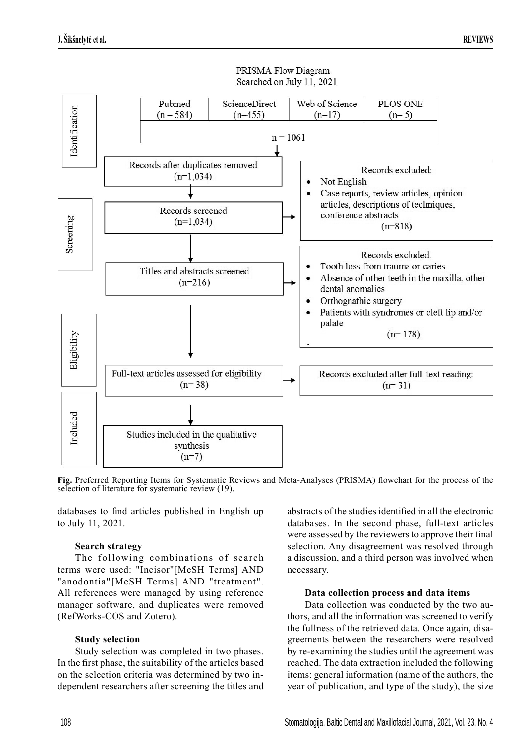PRISMA Flow Diagram
Searched on July 11, 2021

**Identification**

| Pubmed (n = 584) | ScienceDirect (n=455) | Web of Science (n=17) | PLOS ONE (n= 5) |
|---|---|---|---|

n = 1061

Records after duplicates removed (n=1,034)

**Screening**

Records screened (n=1,034)

Records excluded:
- Not English
- Case reports, review articles, opinion articles, descriptions of techniques, conference abstracts

(n=818)

Titles and abstracts screened (n=216)

Records excluded:
- Tooth loss from trauma or caries
- Absence of other teeth in the maxilla, other dental anomalies
- Orthognathic surgery
- Patients with syndromes or cleft lip and/or palate

(n= 178)

**Eligibility**

Full-text articles assessed for eligibility (n= 38)

Records excluded after full-text reading: (n= 31)

**Included**

Studies included in the qualitative synthesis (n=7)

**Fig.** Preferred Reporting Items for Systematic Reviews and Meta-Analyses (PRISMA) flowchart for the process of the selection of literature for systematic review (19).

databases to find articles published in English up to July 11, 2021.

#### Search strategy

The following combinations of search terms were used: "Incisor"[MeSH Terms] AND "anodontia"[MeSH Terms] AND "treatment". All references were managed by using reference manager software, and duplicates were removed (RefWorks-COS and Zotero).

#### Study selection

Study selection was completed in two phases. In the first phase, the suitability of the articles based on the selection criteria was determined by two independent researchers after screening the titles and abstracts of the studies identified in all the electronic databases. In the second phase, full-text articles were assessed by the reviewers to approve their final selection. Any disagreement was resolved through a discussion, and a third person was involved when necessary.

#### Data collection process and data items

Data collection was conducted by the two authors, and all the information was screened to verify the fullness of the retrieved data. Once again, disagreements between the researchers were resolved by re-examining the studies until the agreement was reached. The data extraction included the following items: general information (name of the authors, the year of publication, and type of the study), the size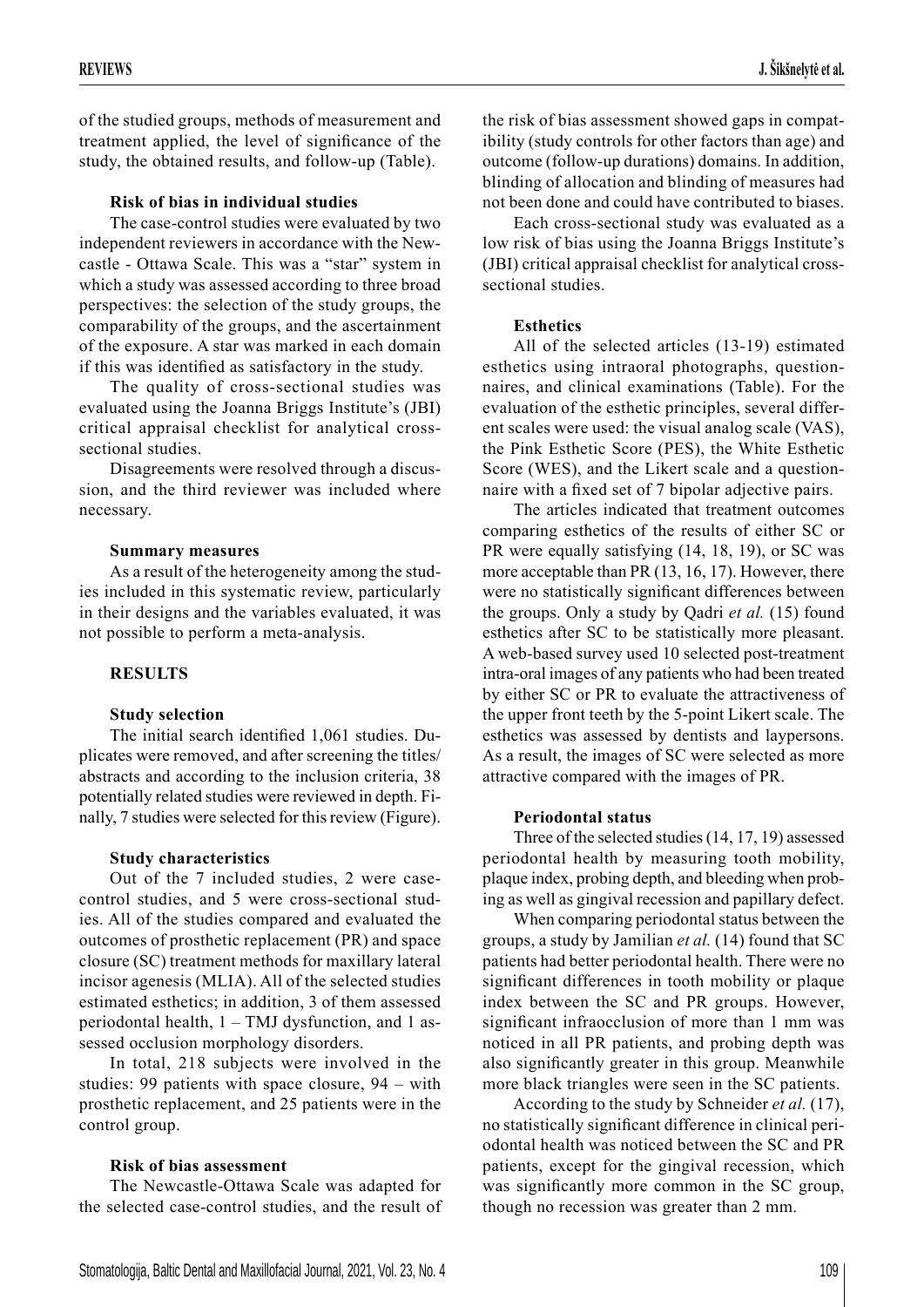of the studied groups, methods of measurement and treatment applied, the level of significance of the study, the obtained results, and follow-up (Table).

**Risk of bias in individual studies**

The case-control studies were evaluated by two independent reviewers in accordance with the Newcastle - Ottawa Scale. This was a "star" system in which a study was assessed according to three broad perspectives: the selection of the study groups, the comparability of the groups, and the ascertainment of the exposure. A star was marked in each domain if this was identified as satisfactory in the study.

The quality of cross-sectional studies was evaluated using the Joanna Briggs Institute's (JBI) critical appraisal checklist for analytical cross-sectional studies.

Disagreements were resolved through a discussion, and the third reviewer was included where necessary.

**Summary measures**

As a result of the heterogeneity among the studies included in this systematic review, particularly in their designs and the variables evaluated, it was not possible to perform a meta-analysis.

## RESULTS

**Study selection**

The initial search identified 1,061 studies. Duplicates were removed, and after screening the titles/abstracts and according to the inclusion criteria, 38 potentially related studies were reviewed in depth. Finally, 7 studies were selected for this review (Figure).

**Study characteristics**

Out of the 7 included studies, 2 were case-control studies, and 5 were cross-sectional studies. All of the studies compared and evaluated the outcomes of prosthetic replacement (PR) and space closure (SC) treatment methods for maxillary lateral incisor agenesis (MLIA). All of the selected studies estimated esthetics; in addition, 3 of them assessed periodontal health, 1 – TMJ dysfunction, and 1 assessed occlusion morphology disorders.

In total, 218 subjects were involved in the studies: 99 patients with space closure, 94 – with prosthetic replacement, and 25 patients were in the control group.

**Risk of bias assessment**

The Newcastle-Ottawa Scale was adapted for the selected case-control studies, and the result of the risk of bias assessment showed gaps in compatibility (study controls for other factors than age) and outcome (follow-up durations) domains. In addition, blinding of allocation and blinding of measures had not been done and could have contributed to biases.

Each cross-sectional study was evaluated as a low risk of bias using the Joanna Briggs Institute's (JBI) critical appraisal checklist for analytical cross-sectional studies.

**Esthetics**

All of the selected articles (13-19) estimated esthetics using intraoral photographs, questionnaires, and clinical examinations (Table). For the evaluation of the esthetic principles, several different scales were used: the visual analog scale (VAS), the Pink Esthetic Score (PES), the White Esthetic Score (WES), and the Likert scale and a questionnaire with a fixed set of 7 bipolar adjective pairs.

The articles indicated that treatment outcomes comparing esthetics of the results of either SC or PR were equally satisfying (14, 18, 19), or SC was more acceptable than PR (13, 16, 17). However, there were no statistically significant differences between the groups. Only a study by Qadri *et al.* (15) found esthetics after SC to be statistically more pleasant. A web-based survey used 10 selected post-treatment intra-oral images of any patients who had been treated by either SC or PR to evaluate the attractiveness of the upper front teeth by the 5-point Likert scale. The esthetics was assessed by dentists and laypersons. As a result, the images of SC were selected as more attractive compared with the images of PR.

**Periodontal status**

Three of the selected studies (14, 17, 19) assessed periodontal health by measuring tooth mobility, plaque index, probing depth, and bleeding when probing as well as gingival recession and papillary defect.

When comparing periodontal status between the groups, a study by Jamilian *et al.* (14) found that SC patients had better periodontal health. There were no significant differences in tooth mobility or plaque index between the SC and PR groups. However, significant infraocclusion of more than 1 mm was noticed in all PR patients, and probing depth was also significantly greater in this group. Meanwhile more black triangles were seen in the SC patients.

According to the study by Schneider *et al.* (17), no statistically significant difference in clinical periodontal health was noticed between the SC and PR patients, except for the gingival recession, which was significantly more common in the SC group, though no recession was greater than 2 mm.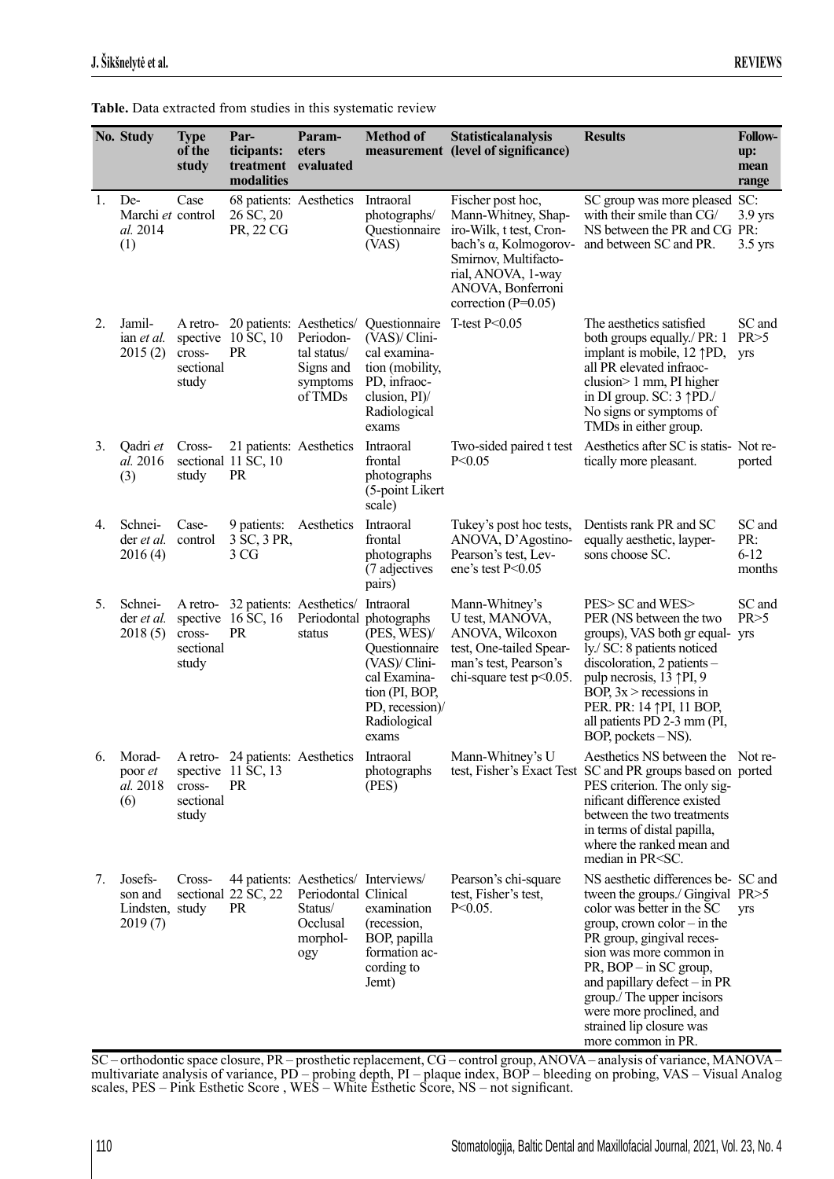**Table.** Data extracted from studies in this systematic review

| No. | Study | Type of the study | Participants: treatment modalities | Parameters evaluated | Method of measurement | Statisticalanalysis (level of significance) | Results | Follow-up: mean range |
|---|---|---|---|---|---|---|---|---|
| 1. | De-Marchi *et al.* 2014 (1) | Case control | 68 patients: 26 SC, 20 PR, 22 CG | Aesthetics | Intraoral photographs/ Questionnaire (VAS) | Fischer post hoc, Mann-Whitney, Shapiro-Wilk, t test, Cronbach's α, Kolmogorov-Smirnov, Multifactorial, ANOVA, 1-way ANOVA, Bonferroni correction (P=0.05) | SC group was more pleased with their smile than CG/ NS between the PR and CG and between SC and PR. | SC: 3.9 yrs PR: 3.5 yrs |
| 2. | Jamilian *et al.* 2015 (2) | A retrospective cross-sectional study | 20 patients: 10 SC, 10 PR | Aesthetics/ Periodontal status/ Signs and symptoms of TMDs | Questionnaire (VAS)/ Clinical examination (mobility, PD, infraocclusion, PI)/ Radiological exams | T-test P<0.05 | The aesthetics satisfied both groups equally./ PR: 1 implant is mobile, 12 ↑PD, all PR elevated infraocclusion> 1 mm, PI higher in DI group. SC: 3 ↑PD./ No signs or symptoms of TMDs in either group. | SC and PR>5 yrs |
| 3. | Qadri *et al.* 2016 (3) | Cross-sectional study | 21 patients: 11 SC, 10 PR | Aesthetics | Intraoral frontal photographs (5-point Likert scale) | Two-sided paired t test P<0.05 | Aesthetics after SC is statistically more pleasant. | Not reported |
| 4. | Schneider *et al.* 2016 (4) | Case-control | 9 patients: 3 SC, 3 PR, 3 CG | Aesthetics | Intraoral frontal photographs (7 adjectives pairs) | Tukey's post hoc tests, ANOVA, D'Agostino-Pearson's test, Levene's test P<0.05 | Dentists rank PR and SC equally aesthetic, laypersons choose SC. | SC and PR: 6-12 months |
| 5. | Schneider *et al.* 2018 (5) | A retrospective cross-sectional study | 32 patients: 16 SC, 16 PR | Aesthetics/ Periodontal status | Intraoral photographs (PES, WES)/ Questionnaire (VAS)/ Clinical Examination (PI, BOP, PD, recession)/ Radiological exams | Mann-Whitney's U test, MANOVA, ANOVA, Wilcoxon test, One-tailed Spearman's test, Pearson's chi-square test p<0.05. | PES> SC and WES> PER (NS between the two groups), VAS both gr equally./ SC: 8 patients noticed discoloration, 2 patients – pulp necrosis, 13 ↑PI, 9 BOP, 3x > recessions in PER. PR: 14 ↑PI, 11 BOP, all patients PD 2-3 mm (PI, BOP, pockets – NS). | SC and PR>5 yrs |
| 6. | Moradpoor *et al.* 2018 (6) | A retrospective cross-sectional study | 24 patients: 11 SC, 13 PR | Aesthetics | Intraoral photographs (PES) | Mann-Whitney's U test, Fisher's Exact Test | Aesthetics NS between the SC and PR groups based on PES criterion. The only significant difference existed between the two treatments in terms of distal papilla, where the ranked mean and median in PR<SC. | Not reported |
| 7. | Josefsson and Lindsten, 2019 (7) | Cross-sectional study | 44 patients: 22 SC, 22 PR | Aesthetics/ Periodontal Status/ Occlusal morphology | Interviews/ Clinical examination (recession, BOP, papilla formation according to Jemt) | Pearson's chi-square test, Fisher's test, P<0.05. | NS aesthetic differences between the groups./ Gingival color was better in the SC group, crown color – in the PR group, gingival recession was more common in PR, BOP – in SC group, and papillary defect – in PR group./ The upper incisors were more proclined, and strained lip closure was more common in PR. | SC and PR>5 yrs |

SC – orthodontic space closure, PR – prosthetic replacement, CG – control group, ANOVA – analysis of variance, MANOVA – multivariate analysis of variance, PD – probing depth, PI – plaque index, BOP – bleeding on probing, VAS – Visual Analog scales, PES – Pink Esthetic Score , WES – White Esthetic Score, NS – not significant.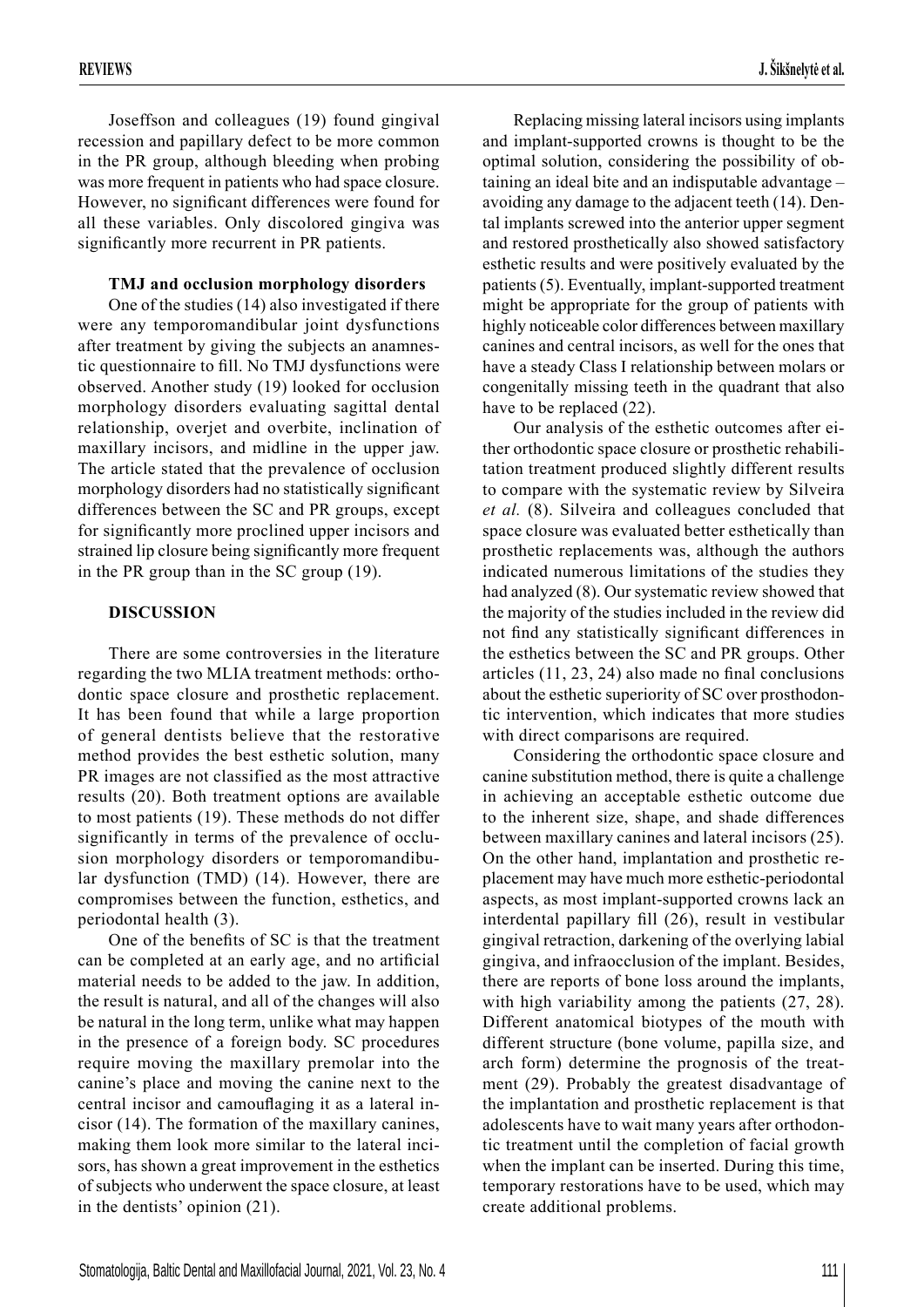Joseffson and colleagues (19) found gingival recession and papillary defect to be more common in the PR group, although bleeding when probing was more frequent in patients who had space closure. However, no significant differences were found for all these variables. Only discolored gingiva was significantly more recurrent in PR patients.

### TMJ and occlusion morphology disorders

One of the studies (14) also investigated if there were any temporomandibular joint dysfunctions after treatment by giving the subjects an anamnestic questionnaire to fill. No TMJ dysfunctions were observed. Another study (19) looked for occlusion morphology disorders evaluating sagittal dental relationship, overjet and overbite, inclination of maxillary incisors, and midline in the upper jaw. The article stated that the prevalence of occlusion morphology disorders had no statistically significant differences between the SC and PR groups, except for significantly more proclined upper incisors and strained lip closure being significantly more frequent in the PR group than in the SC group (19).

## DISCUSSION

There are some controversies in the literature regarding the two MLIA treatment methods: orthodontic space closure and prosthetic replacement. It has been found that while a large proportion of general dentists believe that the restorative method provides the best esthetic solution, many PR images are not classified as the most attractive results (20). Both treatment options are available to most patients (19). These methods do not differ significantly in terms of the prevalence of occlusion morphology disorders or temporomandibular dysfunction (TMD) (14). However, there are compromises between the function, esthetics, and periodontal health (3).

One of the benefits of SC is that the treatment can be completed at an early age, and no artificial material needs to be added to the jaw. In addition, the result is natural, and all of the changes will also be natural in the long term, unlike what may happen in the presence of a foreign body. SC procedures require moving the maxillary premolar into the canine's place and moving the canine next to the central incisor and camouflaging it as a lateral incisor (14). The formation of the maxillary canines, making them look more similar to the lateral incisors, has shown a great improvement in the esthetics of subjects who underwent the space closure, at least in the dentists' opinion (21).

Replacing missing lateral incisors using implants and implant-supported crowns is thought to be the optimal solution, considering the possibility of obtaining an ideal bite and an indisputable advantage – avoiding any damage to the adjacent teeth (14). Dental implants screwed into the anterior upper segment and restored prosthetically also showed satisfactory esthetic results and were positively evaluated by the patients (5). Eventually, implant-supported treatment might be appropriate for the group of patients with highly noticeable color differences between maxillary canines and central incisors, as well for the ones that have a steady Class I relationship between molars or congenitally missing teeth in the quadrant that also have to be replaced (22).

Our analysis of the esthetic outcomes after either orthodontic space closure or prosthetic rehabilitation treatment produced slightly different results to compare with the systematic review by Silveira *et al.* (8). Silveira and colleagues concluded that space closure was evaluated better esthetically than prosthetic replacements was, although the authors indicated numerous limitations of the studies they had analyzed (8). Our systematic review showed that the majority of the studies included in the review did not find any statistically significant differences in the esthetics between the SC and PR groups. Other articles (11, 23, 24) also made no final conclusions about the esthetic superiority of SC over prosthodontic intervention, which indicates that more studies with direct comparisons are required.

Considering the orthodontic space closure and canine substitution method, there is quite a challenge in achieving an acceptable esthetic outcome due to the inherent size, shape, and shade differences between maxillary canines and lateral incisors (25). On the other hand, implantation and prosthetic replacement may have much more esthetic-periodontal aspects, as most implant-supported crowns lack an interdental papillary fill (26), result in vestibular gingival retraction, darkening of the overlying labial gingiva, and infraocclusion of the implant. Besides, there are reports of bone loss around the implants, with high variability among the patients (27, 28). Different anatomical biotypes of the mouth with different structure (bone volume, papilla size, and arch form) determine the prognosis of the treatment (29). Probably the greatest disadvantage of the implantation and prosthetic replacement is that adolescents have to wait many years after orthodontic treatment until the completion of facial growth when the implant can be inserted. During this time, temporary restorations have to be used, which may create additional problems.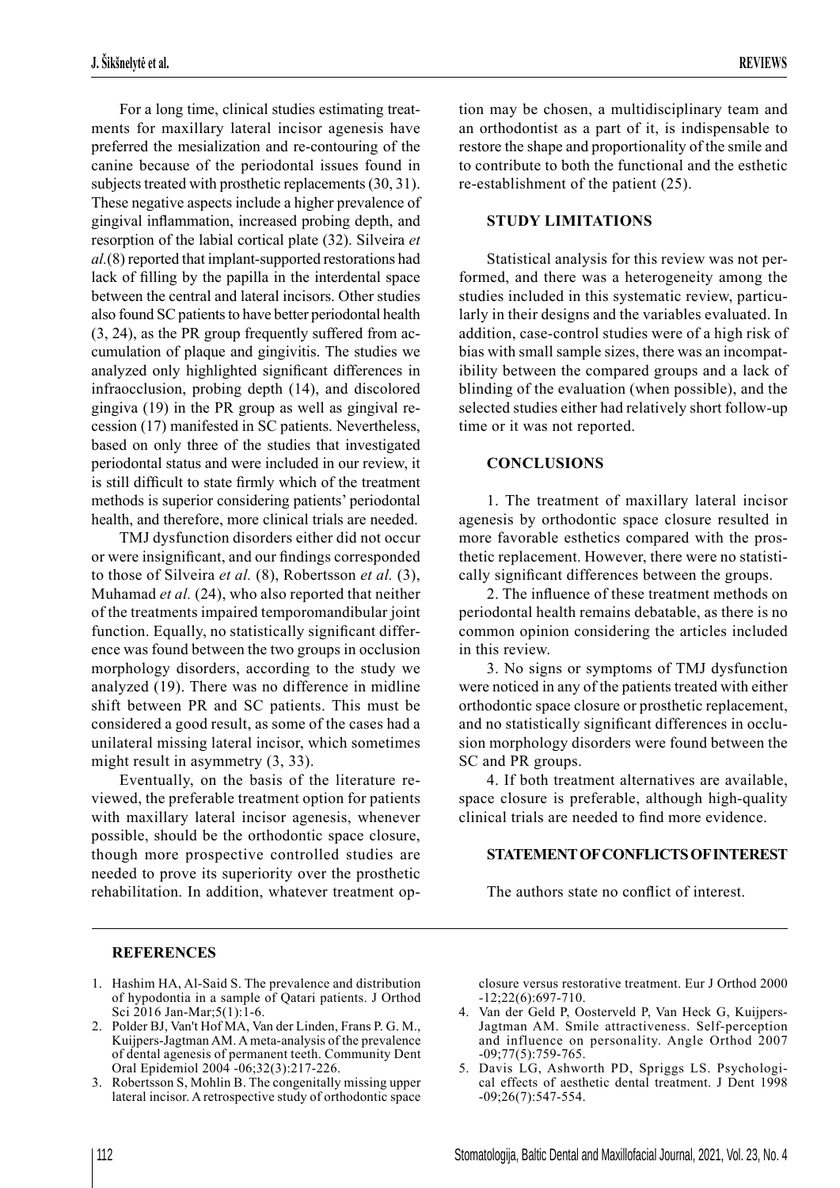For a long time, clinical studies estimating treatments for maxillary lateral incisor agenesis have preferred the mesialization and re-contouring of the canine because of the periodontal issues found in subjects treated with prosthetic replacements (30, 31). These negative aspects include a higher prevalence of gingival inflammation, increased probing depth, and resorption of the labial cortical plate (32). Silveira *et al.*(8) reported that implant-supported restorations had lack of filling by the papilla in the interdental space between the central and lateral incisors. Other studies also found SC patients to have better periodontal health (3, 24), as the PR group frequently suffered from accumulation of plaque and gingivitis. The studies we analyzed only highlighted significant differences in infraocclusion, probing depth (14), and discolored gingiva (19) in the PR group as well as gingival recession (17) manifested in SC patients. Nevertheless, based on only three of the studies that investigated periodontal status and were included in our review, it is still difficult to state firmly which of the treatment methods is superior considering patients' periodontal health, and therefore, more clinical trials are needed.

TMJ dysfunction disorders either did not occur or were insignificant, and our findings corresponded to those of Silveira *et al.* (8), Robertsson *et al.* (3), Muhamad *et al.* (24), who also reported that neither of the treatments impaired temporomandibular joint function. Equally, no statistically significant difference was found between the two groups in occlusion morphology disorders, according to the study we analyzed (19). There was no difference in midline shift between PR and SC patients. This must be considered a good result, as some of the cases had a unilateral missing lateral incisor, which sometimes might result in asymmetry (3, 33).

Eventually, on the basis of the literature reviewed, the preferable treatment option for patients with maxillary lateral incisor agenesis, whenever possible, should be the orthodontic space closure, though more prospective controlled studies are needed to prove its superiority over the prosthetic rehabilitation. In addition, whatever treatment option may be chosen, a multidisciplinary team and an orthodontist as a part of it, is indispensable to restore the shape and proportionality of the smile and to contribute to both the functional and the esthetic re-establishment of the patient (25).

## STUDY LIMITATIONS

Statistical analysis for this review was not performed, and there was a heterogeneity among the studies included in this systematic review, particularly in their designs and the variables evaluated. In addition, case-control studies were of a high risk of bias with small sample sizes, there was an incompatibility between the compared groups and a lack of blinding of the evaluation (when possible), and the selected studies either had relatively short follow-up time or it was not reported.

## CONCLUSIONS

1. The treatment of maxillary lateral incisor agenesis by orthodontic space closure resulted in more favorable esthetics compared with the prosthetic replacement. However, there were no statistically significant differences between the groups.

2. The influence of these treatment methods on periodontal health remains debatable, as there is no common opinion considering the articles included in this review.

3. No signs or symptoms of TMJ dysfunction were noticed in any of the patients treated with either orthodontic space closure or prosthetic replacement, and no statistically significant differences in occlusion morphology disorders were found between the SC and PR groups.

4. If both treatment alternatives are available, space closure is preferable, although high-quality clinical trials are needed to find more evidence.

## STATEMENT OF CONFLICTS OF INTEREST

The authors state no conflict of interest.

## REFERENCES

1. Hashim HA, Al-Said S. The prevalence and distribution of hypodontia in a sample of Qatari patients. J Orthod Sci 2016 Jan-Mar;5(1):1-6.
2. Polder BJ, Van't Hof MA, Van der Linden, Frans P. G. M., Kuijpers-Jagtman AM. A meta-analysis of the prevalence of dental agenesis of permanent teeth. Community Dent Oral Epidemiol 2004 -06;32(3):217-226.
3. Robertsson S, Mohlin B. The congenitally missing upper lateral incisor. A retrospective study of orthodontic space closure versus restorative treatment. Eur J Orthod 2000 -12;22(6):697-710.
4. Van der Geld P, Oosterveld P, Van Heck G, Kuijpers-Jagtman AM. Smile attractiveness. Self-perception and influence on personality. Angle Orthod 2007 -09;77(5):759-765.
5. Davis LG, Ashworth PD, Spriggs LS. Psychological effects of aesthetic dental treatment. J Dent 1998 -09;26(7):547-554.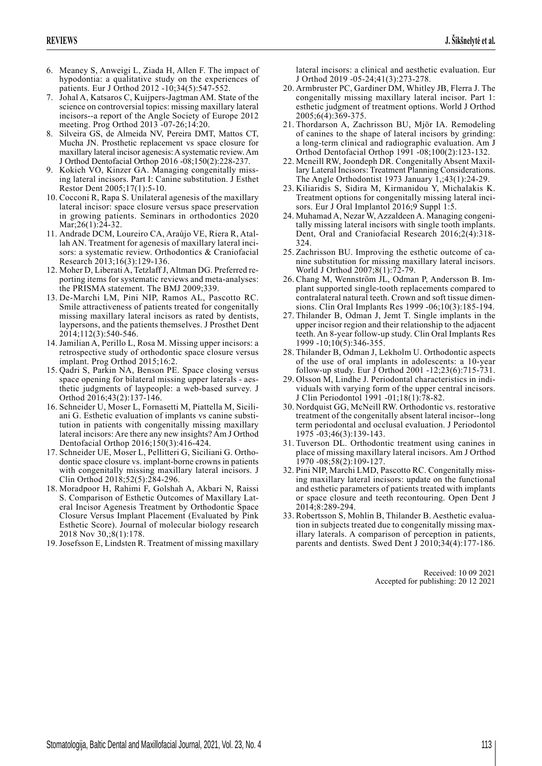6. Meaney S, Anweigi L, Ziada H, Allen F. The impact of hypodontia: a qualitative study on the experiences of patients. Eur J Orthod 2012 -10;34(5):547-552.
7. Johal A, Katsaros C, Kuijpers-Jagtman AM. State of the science on controversial topics: missing maxillary lateral incisors--a report of the Angle Society of Europe 2012 meeting. Prog Orthod 2013 -07-26;14:20.
8. Silveira GS, de Almeida NV, Pereira DMT, Mattos CT, Mucha JN. Prosthetic replacement vs space closure for maxillary lateral incisor agenesis: A systematic review. Am J Orthod Dentofacial Orthop 2016 -08;150(2):228-237.
9. Kokich VO, Kinzer GA. Managing congenitally missing lateral incisors. Part I: Canine substitution. J Esthet Restor Dent 2005;17(1):5-10.
10. Cocconi R, Rapa S. Unilateral agenesis of the maxillary lateral incisor: space closure versus space preservation in growing patients. Seminars in orthodontics 2020 Mar;26(1):24-32.
11. Andrade DCM, Loureiro CA, Araújo VE, Riera R, Atallah AN. Treatment for agenesis of maxillary lateral incisors: a systematic review. Orthodontics & Craniofacial Research 2013;16(3):129-136.
12. Moher D, Liberati A, Tetzlaff J, Altman DG. Preferred reporting items for systematic reviews and meta-analyses: the PRISMA statement. The BMJ 2009;339.
13. De-Marchi LM, Pini NIP, Ramos AL, Pascotto RC. Smile attractiveness of patients treated for congenitally missing maxillary lateral incisors as rated by dentists, laypersons, and the patients themselves. J Prosthet Dent 2014;112(3):540-546.
14. Jamilian A, Perillo L, Rosa M. Missing upper incisors: a retrospective study of orthodontic space closure versus implant. Prog Orthod 2015;16:2.
15. Qadri S, Parkin NA, Benson PE. Space closing versus space opening for bilateral missing upper laterals - aesthetic judgments of laypeople: a web-based survey. J Orthod 2016;43(2):137-146.
16. Schneider U, Moser L, Fornasetti M, Piattella M, Siciliani G. Esthetic evaluation of implants vs canine substitution in patients with congenitally missing maxillary lateral incisors: Are there any new insights? Am J Orthod Dentofacial Orthop 2016;150(3):416-424.
17. Schneider UE, Moser L, Pellitteri G, Siciliani G. Orthodontic space closure vs. implant-borne crowns in patients with congenitally missing maxillary lateral incisors. J Clin Orthod 2018;52(5):284-296.
18. Moradpoor H, Rahimi F, Golshah A, Akbari N, Raissi S. Comparison of Esthetic Outcomes of Maxillary Lateral Incisor Agenesis Treatment by Orthodontic Space Closure Versus Implant Placement (Evaluated by Pink Esthetic Score). Journal of molecular biology research 2018 Nov 30,;8(1):178.
19. Josefsson E, Lindsten R. Treatment of missing maxillary lateral incisors: a clinical and aesthetic evaluation. Eur J Orthod 2019 -05-24;41(3):273-278.
20. Armbruster PC, Gardiner DM, Whitley JB, Flerra J. The congenitally missing maxillary lateral incisor. Part 1: esthetic judgment of treatment options. World J Orthod 2005;6(4):369-375.
21. Thordarson A, Zachrisson BU, Mjör IA. Remodeling of canines to the shape of lateral incisors by grinding: a long-term clinical and radiographic evaluation. Am J Orthod Dentofacial Orthop 1991 -08;100(2):123-132.
22. Mcneill RW, Joondeph DR. Congenitally Absent Maxillary Lateral Incisors: Treatment Planning Considerations. The Angle Orthodontist 1973 January 1,;43(1):24-29.
23. Kiliaridis S, Sidira M, Kirmanidou Y, Michalakis K. Treatment options for congenitally missing lateral incisors. Eur J Oral Implantol 2016;9 Suppl 1:5.
24. Muhamad A, Nezar W, Azzaldeen A. Managing congenitally missing lateral incisors with single tooth implants. Dent, Oral and Craniofacial Research 2016;2(4):318-324.
25. Zachrisson BU. Improving the esthetic outcome of canine substitution for missing maxillary lateral incisors. World J Orthod 2007;8(1):72-79.
26. Chang M, Wennström JL, Odman P, Andersson B. Implant supported single-tooth replacements compared to contralateral natural teeth. Crown and soft tissue dimensions. Clin Oral Implants Res 1999 -06;10(3):185-194.
27. Thilander B, Odman J, Jemt T. Single implants in the upper incisor region and their relationship to the adjacent teeth. An 8-year follow-up study. Clin Oral Implants Res 1999 -10;10(5):346-355.
28. Thilander B, Odman J, Lekholm U. Orthodontic aspects of the use of oral implants in adolescents: a 10-year follow-up study. Eur J Orthod 2001 -12;23(6):715-731.
29. Olsson M, Lindhe J. Periodontal characteristics in individuals with varying form of the upper central incisors. J Clin Periodontol 1991 -01;18(1):78-82.
30. Nordquist GG, McNeill RW. Orthodontic vs. restorative treatment of the congenitally absent lateral incisor--long term periodontal and occlusal evaluation. J Periodontol 1975 -03;46(3):139-143.
31. Tuverson DL. Orthodontic treatment using canines in place of missing maxillary lateral incisors. Am J Orthod 1970 -08;58(2):109-127.
32. Pini NIP, Marchi LMD, Pascotto RC. Congenitally missing maxillary lateral incisors: update on the functional and esthetic parameters of patients treated with implants or space closure and teeth recontouring. Open Dent J 2014;8:289-294.
33. Robertsson S, Mohlin B, Thilander B. Aesthetic evaluation in subjects treated due to congenitally missing maxillary laterals. A comparison of perception in patients, parents and dentists. Swed Dent J 2010;34(4):177-186.

Received: 10 09 2021
Accepted for publishing: 20 12 2021